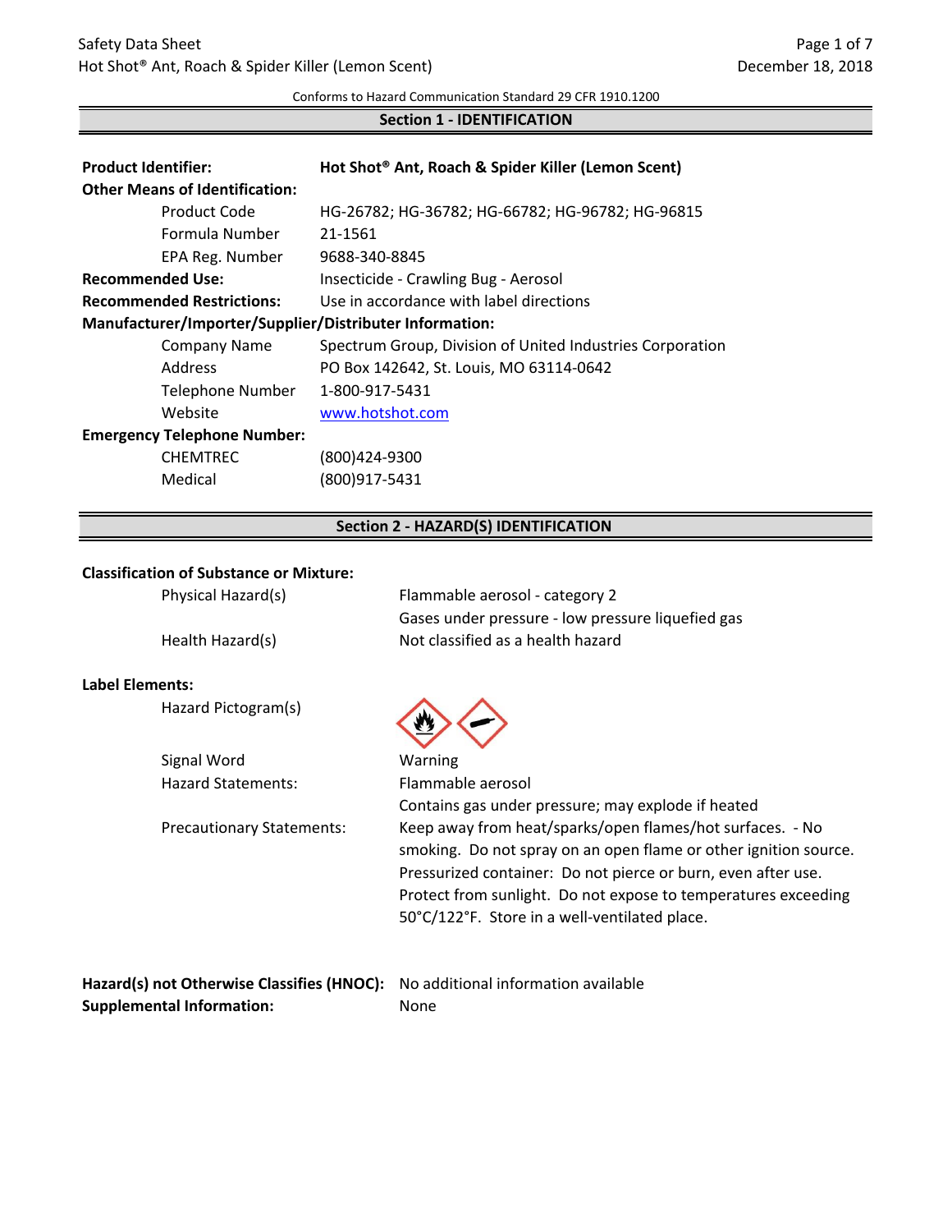Conforms to Hazard Communication Standard 29 CFR 1910.1200

## Section 1 - IDENTIFICATION

| | |
|---|---|
| **Product Identifier:** | **Hot Shot® Ant, Roach & Spider Killer (Lemon Scent)** |
| **Other Means of Identification:** | |
| Product Code | HG-26782; HG-36782; HG-66782; HG-96782; HG-96815 |
| Formula Number | 21-1561 |
| EPA Reg. Number | 9688-340-8845 |
| **Recommended Use:** | Insecticide - Crawling Bug - Aerosol |
| **Recommended Restrictions:** | Use in accordance with label directions |
| **Manufacturer/Importer/Supplier/Distributer Information:** | |
| Company Name | Spectrum Group, Division of United Industries Corporation |
| Address | PO Box 142642, St. Louis, MO 63114-0642 |
| Telephone Number | 1-800-917-5431 |
| Website | www.hotshot.com |
| **Emergency Telephone Number:** | |
| CHEMTREC | (800)424-9300 |
| Medical | (800)917-5431 |

## Section 2 - HAZARD(S) IDENTIFICATION

**Classification of Substance or Mixture:**

| | |
|---|---|
| Physical Hazard(s) | Flammable aerosol - category 2<br>Gases under pressure - low pressure liquefied gas |
| Health Hazard(s) | Not classified as a health hazard |

**Label Elements:**

| | |
|---|---|
| Hazard Pictogram(s) | |
| Signal Word | Warning |
| Hazard Statements: | Flammable aerosol<br>Contains gas under pressure; may explode if heated |
| Precautionary Statements: | Keep away from heat/sparks/open flames/hot surfaces. - No smoking. Do not spray on an open flame or other ignition source. Pressurized container: Do not pierce or burn, even after use. Protect from sunlight. Do not expose to temperatures exceeding 50°C/122°F. Store in a well-ventilated place. |

**Hazard(s) not Otherwise Classifies (HNOC):** No additional information available

**Supplemental Information:** None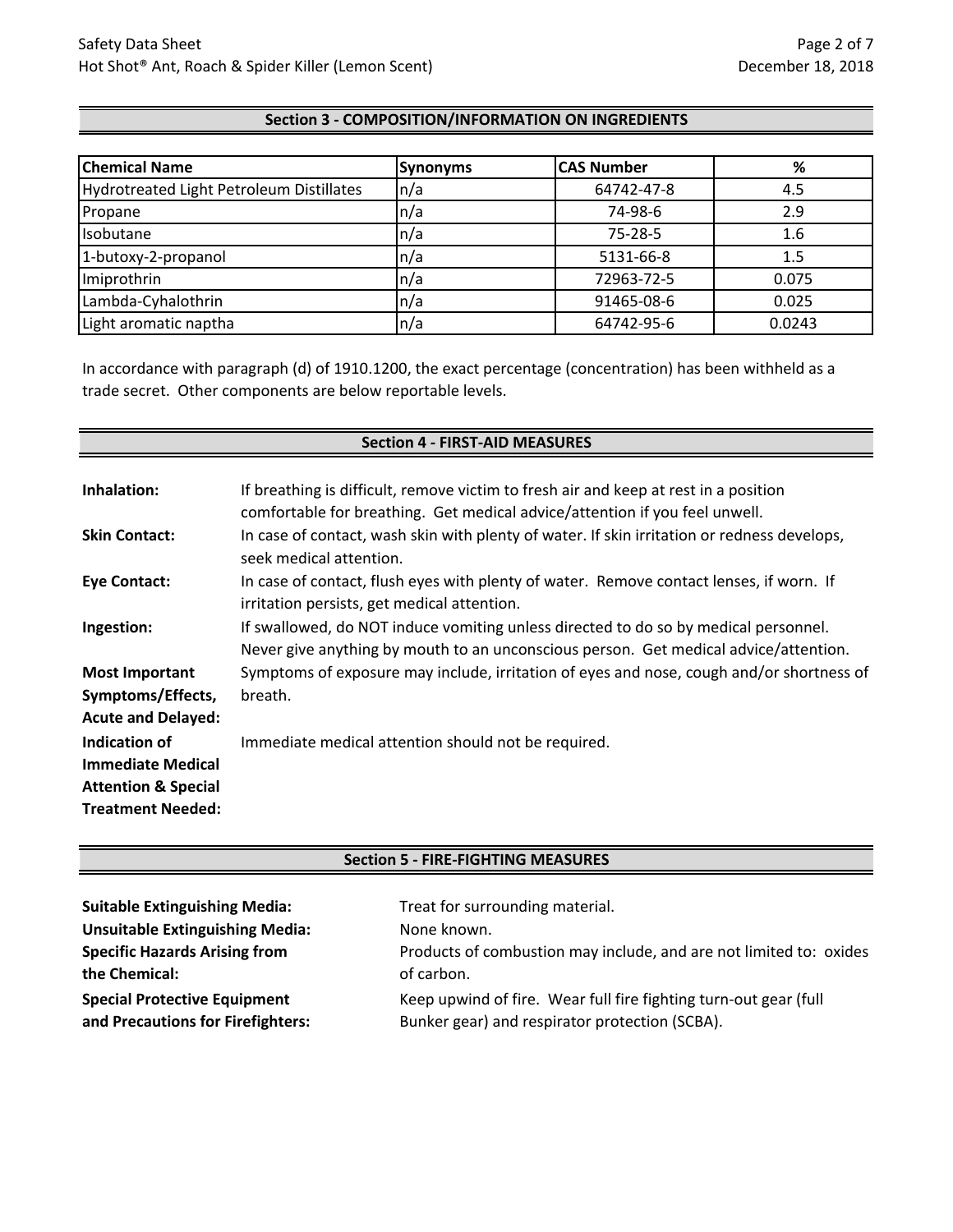## Section 3 - COMPOSITION/INFORMATION ON INGREDIENTS

| Chemical Name | Synonyms | CAS Number | % |
|---|---|---|---|
| Hydrotreated Light Petroleum Distillates | n/a | 64742-47-8 | 4.5 |
| Propane | n/a | 74-98-6 | 2.9 |
| Isobutane | n/a | 75-28-5 | 1.6 |
| 1-butoxy-2-propanol | n/a | 5131-66-8 | 1.5 |
| Imiprothrin | n/a | 72963-72-5 | 0.075 |
| Lambda-Cyhalothrin | n/a | 91465-08-6 | 0.025 |
| Light aromatic naptha | n/a | 64742-95-6 | 0.0243 |

In accordance with paragraph (d) of 1910.1200, the exact percentage (concentration) has been withheld as a trade secret. Other components are below reportable levels.

## Section 4 - FIRST-AID MEASURES

**Inhalation:** If breathing is difficult, remove victim to fresh air and keep at rest in a position comfortable for breathing. Get medical advice/attention if you feel unwell.

**Skin Contact:** In case of contact, wash skin with plenty of water. If skin irritation or redness develops, seek medical attention.

**Eye Contact:** In case of contact, flush eyes with plenty of water. Remove contact lenses, if worn. If irritation persists, get medical attention.

**Ingestion:** If swallowed, do NOT induce vomiting unless directed to do so by medical personnel. Never give anything by mouth to an unconscious person. Get medical advice/attention.

**Most Important Symptoms/Effects, Acute and Delayed:** Symptoms of exposure may include, irritation of eyes and nose, cough and/or shortness of breath.

**Indication of Immediate Medical Attention & Special Treatment Needed:** Immediate medical attention should not be required.

## Section 5 - FIRE-FIGHTING MEASURES

**Suitable Extinguishing Media:** Treat for surrounding material.

**Unsuitable Extinguishing Media:** None known.

**Specific Hazards Arising from the Chemical:** Products of combustion may include, and are not limited to: oxides of carbon.

**Special Protective Equipment and Precautions for Firefighters:** Keep upwind of fire. Wear full fire fighting turn-out gear (full Bunker gear) and respirator protection (SCBA).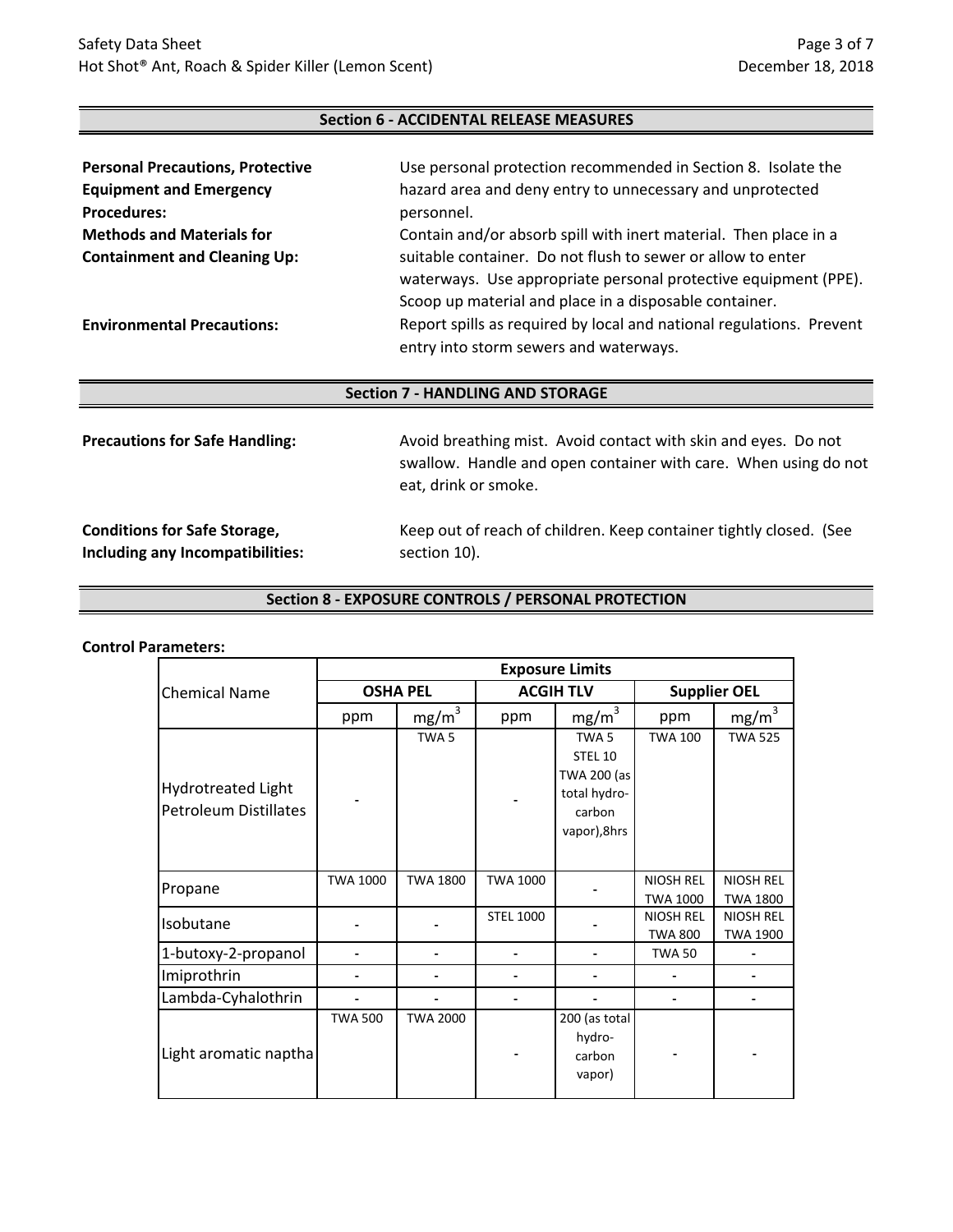## Section 6 - ACCIDENTAL RELEASE MEASURES

**Personal Precautions, Protective Equipment and Emergency Procedures:** Use personal protection recommended in Section 8. Isolate the hazard area and deny entry to unnecessary and unprotected personnel.

**Methods and Materials for Containment and Cleaning Up:** Contain and/or absorb spill with inert material. Then place in a suitable container. Do not flush to sewer or allow to enter waterways. Use appropriate personal protective equipment (PPE). Scoop up material and place in a disposable container.

**Environmental Precautions:** Report spills as required by local and national regulations. Prevent entry into storm sewers and waterways.

## Section 7 - HANDLING AND STORAGE

**Precautions for Safe Handling:** Avoid breathing mist. Avoid contact with skin and eyes. Do not swallow. Handle and open container with care. When using do not eat, drink or smoke.

**Conditions for Safe Storage, Including any Incompatibilities:** Keep out of reach of children. Keep container tightly closed. (See section 10).

## Section 8 - EXPOSURE CONTROLS / PERSONAL PROTECTION

**Control Parameters:**

| Chemical Name | Exposure Limits | | | | | |
|---|---|---|---|---|---|---|
| | OSHA PEL | | ACGIH TLV | | Supplier OEL | |
| | ppm | $mg/m^3$ | ppm | $mg/m^3$ | ppm | $mg/m^3$ |
| Hydrotreated Light Petroleum Distillates | - | TWA 5 | - | TWA 5 STEL 10 TWA 200 (as total hydro-carbon vapor),8hrs | TWA 100 | TWA 525 |
| Propane | TWA 1000 | TWA 1800 | TWA 1000 | - | NIOSH REL TWA 1000 | NIOSH REL TWA 1800 |
| Isobutane | - | - | STEL 1000 | - | NIOSH REL TWA 800 | NIOSH REL TWA 1900 |
| 1-butoxy-2-propanol | - | - | - | - | TWA 50 | - |
| Imiprothrin | - | - | - | - | - | - |
| Lambda-Cyhalothrin | - | - | - | - | - | - |
| Light aromatic naptha | TWA 500 | TWA 2000 | - | 200 (as total hydro-carbon vapor) | - | - |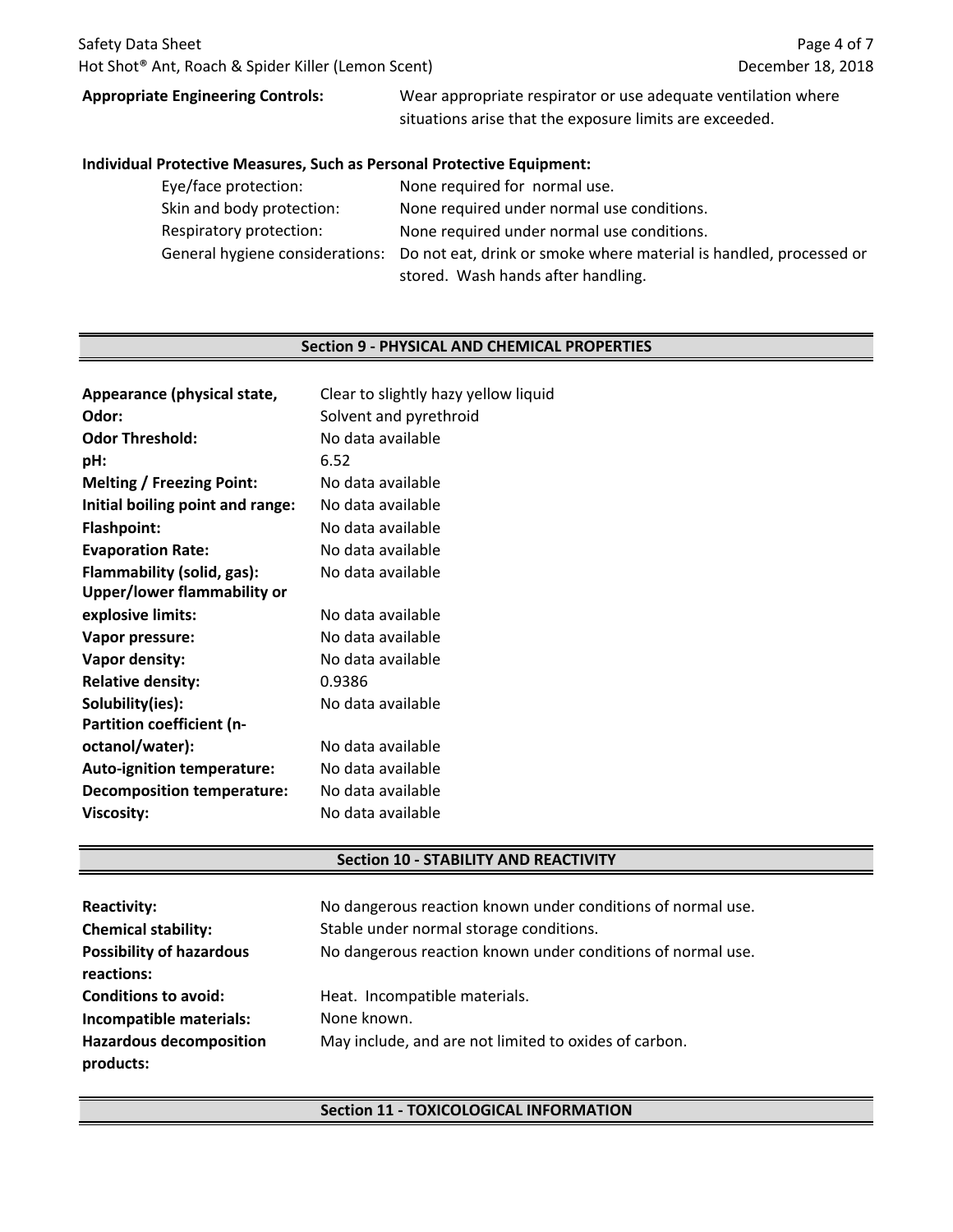**Appropriate Engineering Controls:** Wear appropriate respirator or use adequate ventilation where situations arise that the exposure limits are exceeded.

**Individual Protective Measures, Such as Personal Protective Equipment:**

| | |
|---|---|
| Eye/face protection: | None required for normal use. |
| Skin and body protection: | None required under normal use conditions. |
| Respiratory protection: | None required under normal use conditions. |
| General hygiene considerations: | Do not eat, drink or smoke where material is handled, processed or stored. Wash hands after handling. |

## Section 9 - PHYSICAL AND CHEMICAL PROPERTIES

| | |
|---|---|
| **Appearance (physical state,** | Clear to slightly hazy yellow liquid |
| **Odor:** | Solvent and pyrethroid |
| **Odor Threshold:** | No data available |
| **pH:** | 6.52 |
| **Melting / Freezing Point:** | No data available |
| **Initial boiling point and range:** | No data available |
| **Flashpoint:** | No data available |
| **Evaporation Rate:** | No data available |
| **Flammability (solid, gas):** | No data available |
| **Upper/lower flammability or explosive limits:** | No data available |
| **Vapor pressure:** | No data available |
| **Vapor density:** | No data available |
| **Relative density:** | 0.9386 |
| **Solubility(ies):** | No data available |
| **Partition coefficient (n-octanol/water):** | No data available |
| **Auto-ignition temperature:** | No data available |
| **Decomposition temperature:** | No data available |
| **Viscosity:** | No data available |

## Section 10 - STABILITY AND REACTIVITY

| | |
|---|---|
| **Reactivity:** | No dangerous reaction known under conditions of normal use. |
| **Chemical stability:** | Stable under normal storage conditions. |
| **Possibility of hazardous reactions:** | No dangerous reaction known under conditions of normal use. |
| **Conditions to avoid:** | Heat. Incompatible materials. |
| **Incompatible materials:** | None known. |
| **Hazardous decomposition products:** | May include, and are not limited to oxides of carbon. |

## Section 11 - TOXICOLOGICAL INFORMATION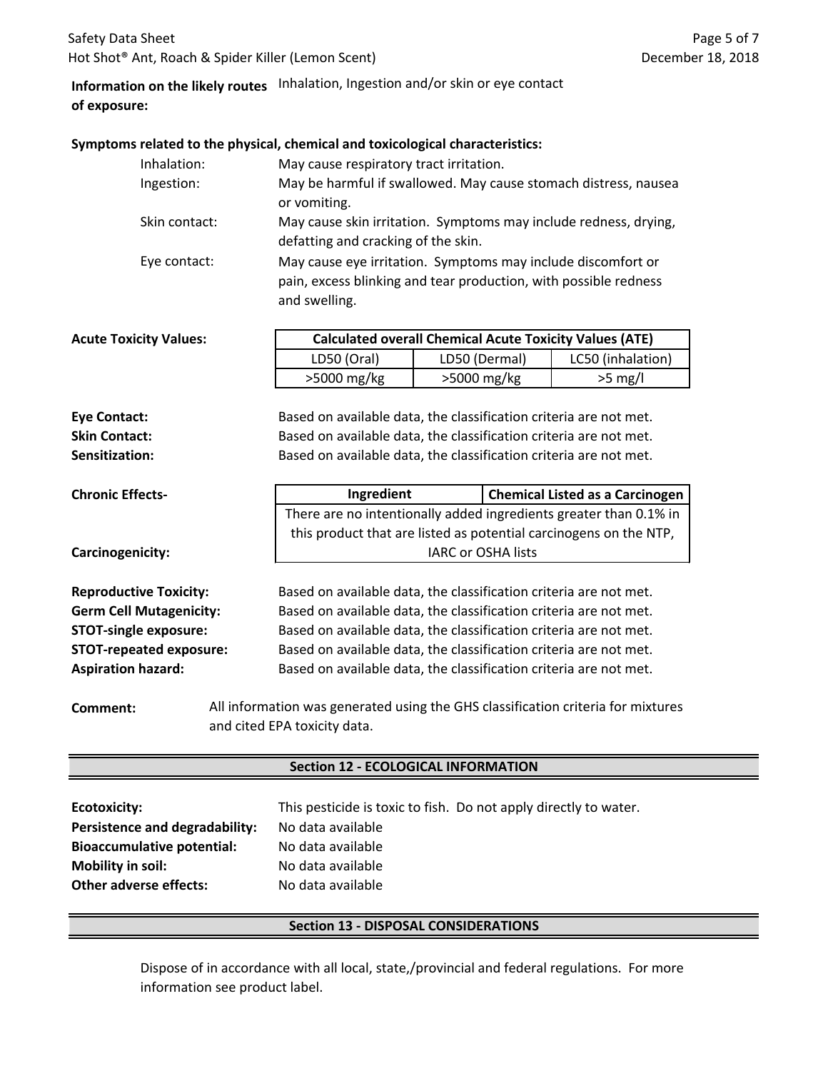**Information on the likely routes of exposure:** Inhalation, Ingestion and/or skin or eye contact

**Symptoms related to the physical, chemical and toxicological characteristics:**

- Inhalation: May cause respiratory tract irritation.
- Ingestion: May be harmful if swallowed. May cause stomach distress, nausea or vomiting.
- Skin contact: May cause skin irritation. Symptoms may include redness, drying, defatting and cracking of the skin.
- Eye contact: May cause eye irritation. Symptoms may include discomfort or pain, excess blinking and tear production, with possible redness and swelling.

**Acute Toxicity Values:**

| Calculated overall Chemical Acute Toxicity Values (ATE) | | |
|---|---|---|
| LD50 (Oral) | LD50 (Dermal) | LC50 (inhalation) |
| >5000 mg/kg | >5000 mg/kg | >5 mg/l |

**Eye Contact:** Based on available data, the classification criteria are not met.
**Skin Contact:** Based on available data, the classification criteria are not met.
**Sensitization:** Based on available data, the classification criteria are not met.

**Chronic Effects-**

**Carcinogenicity:**

| Ingredient | Chemical Listed as a Carcinogen |
|---|---|
| There are no intentionally added ingredients greater than 0.1% in this product that are listed as potential carcinogens on the NTP, IARC or OSHA lists | |

**Reproductive Toxicity:** Based on available data, the classification criteria are not met.
**Germ Cell Mutagenicity:** Based on available data, the classification criteria are not met.
**STOT-single exposure:** Based on available data, the classification criteria are not met.
**STOT-repeated exposure:** Based on available data, the classification criteria are not met.
**Aspiration hazard:** Based on available data, the classification criteria are not met.

**Comment:** All information was generated using the GHS classification criteria for mixtures and cited EPA toxicity data.

## Section 12 - ECOLOGICAL INFORMATION

**Ecotoxicity:** This pesticide is toxic to fish. Do not apply directly to water.
**Persistence and degradability:** No data available
**Bioaccumulative potential:** No data available
**Mobility in soil:** No data available
**Other adverse effects:** No data available

## Section 13 - DISPOSAL CONSIDERATIONS

Dispose of in accordance with all local, state,/provincial and federal regulations. For more information see product label.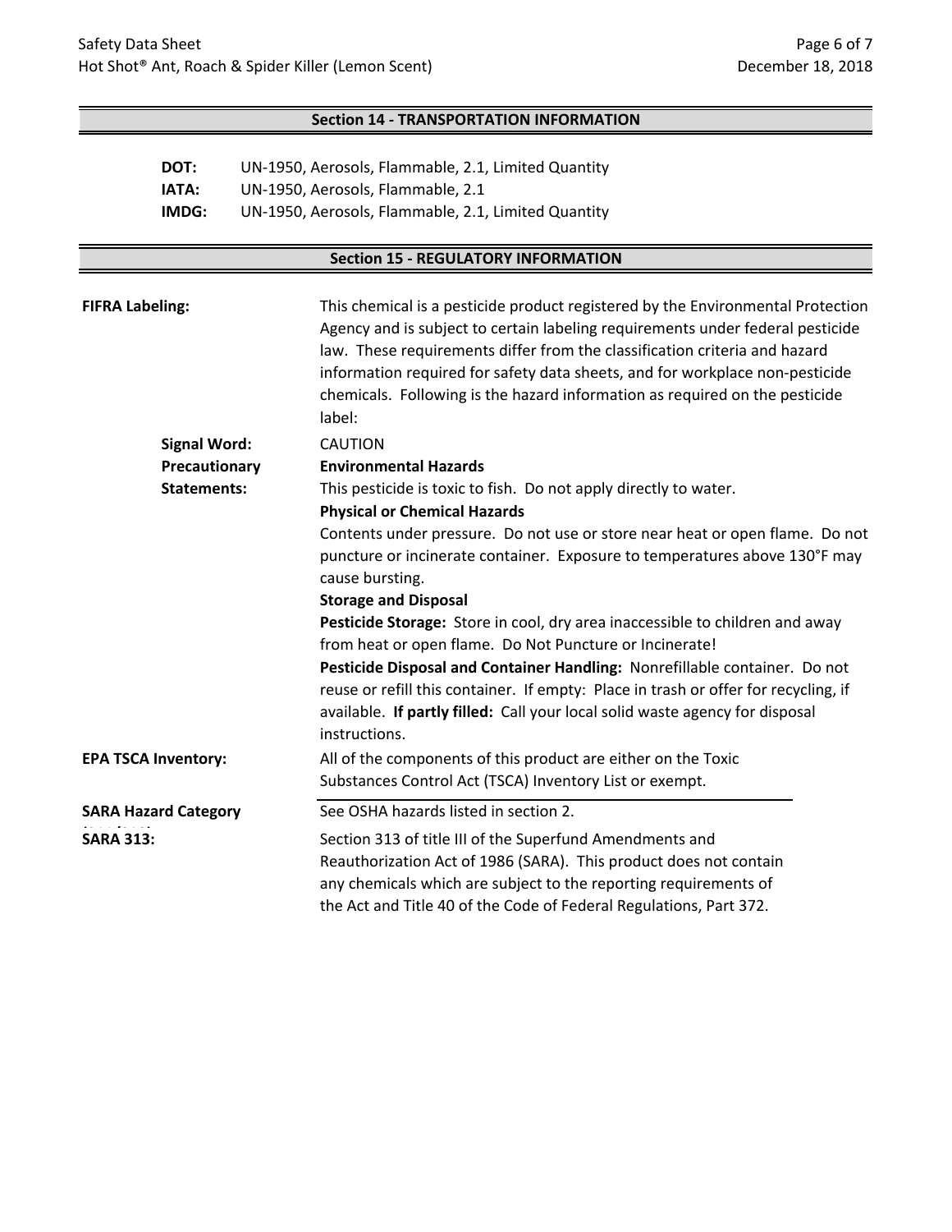## Section 14 - TRANSPORTATION INFORMATION

**DOT:** UN-1950, Aerosols, Flammable, 2.1, Limited Quantity
**IATA:** UN-1950, Aerosols, Flammable, 2.1
**IMDG:** UN-1950, Aerosols, Flammable, 2.1, Limited Quantity

## Section 15 - REGULATORY INFORMATION

**FIFRA Labeling:** This chemical is a pesticide product registered by the Environmental Protection Agency and is subject to certain labeling requirements under federal pesticide law. These requirements differ from the classification criteria and hazard information required for safety data sheets, and for workplace non-pesticide chemicals. Following is the hazard information as required on the pesticide label:

**Signal Word:** CAUTION

**Precautionary Statements:**

**Environmental Hazards**
This pesticide is toxic to fish. Do not apply directly to water.

**Physical or Chemical Hazards**
Contents under pressure. Do not use or store near heat or open flame. Do not puncture or incinerate container. Exposure to temperatures above 130°F may cause bursting.

**Storage and Disposal**
**Pesticide Storage:** Store in cool, dry area inaccessible to children and away from heat or open flame. Do Not Puncture or Incinerate!
**Pesticide Disposal and Container Handling:** Nonrefillable container. Do not reuse or refill this container. If empty: Place in trash or offer for recycling, if available. **If partly filled:** Call your local solid waste agency for disposal instructions.

**EPA TSCA Inventory:** All of the components of this product are either on the Toxic Substances Control Act (TSCA) Inventory List or exempt.

**SARA Hazard Category (311/312):** See OSHA hazards listed in section 2.

**SARA 313:** Section 313 of title III of the Superfund Amendments and Reauthorization Act of 1986 (SARA). This product does not contain any chemicals which are subject to the reporting requirements of the Act and Title 40 of the Code of Federal Regulations, Part 372.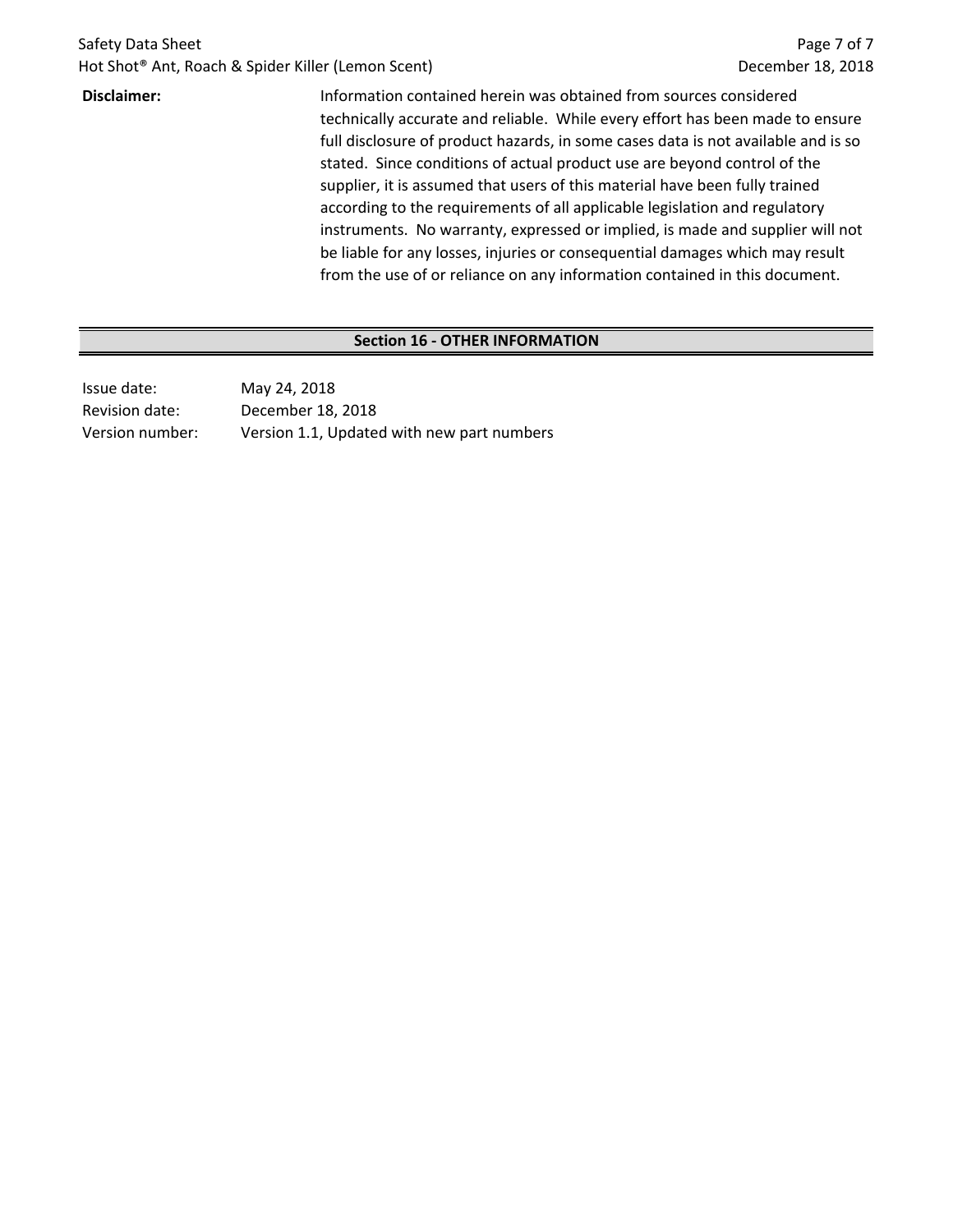**Disclaimer:** Information contained herein was obtained from sources considered technically accurate and reliable. While every effort has been made to ensure full disclosure of product hazards, in some cases data is not available and is so stated. Since conditions of actual product use are beyond control of the supplier, it is assumed that users of this material have been fully trained according to the requirements of all applicable legislation and regulatory instruments. No warranty, expressed or implied, is made and supplier will not be liable for any losses, injuries or consequential damages which may result from the use of or reliance on any information contained in this document.

## Section 16 - OTHER INFORMATION

| | |
|---|---|
| Issue date: | May 24, 2018 |
| Revision date: | December 18, 2018 |
| Version number: | Version 1.1, Updated with new part numbers |